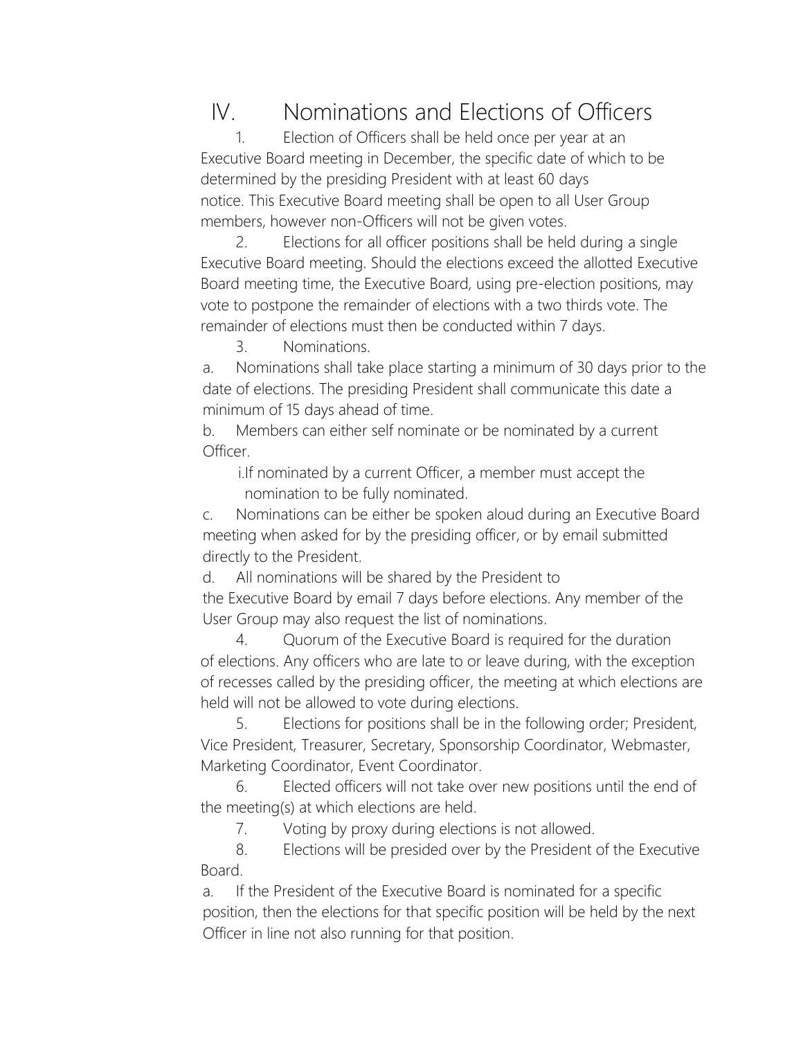# IV. Nominations and Elections of Officers

1. Election of Officers shall be held once per year at an Executive Board meeting in December, the specific date of which to be determined by the presiding President with at least 60 days notice. This Executive Board meeting shall be open to all User Group members, however non-Officers will not be given votes.

2. Elections for all officer positions shall be held during a single Executive Board meeting. Should the elections exceed the allotted Executive Board meeting time, the Executive Board, using pre-election positions, may vote to postpone the remainder of elections with a two thirds vote. The remainder of elections must then be conducted within 7 days.

3. Nominations.

   a. Nominations shall take place starting a minimum of 30 days prior to the date of elections. The presiding President shall communicate this date a minimum of 15 days ahead of time.

   b. Members can either self nominate or be nominated by a current Officer.

      i. If nominated by a current Officer, a member must accept the nomination to be fully nominated.

   c. Nominations can be either be spoken aloud during an Executive Board meeting when asked for by the presiding officer, or by email submitted directly to the President.

   d. All nominations will be shared by the President to the Executive Board by email 7 days before elections. Any member of the User Group may also request the list of nominations.

4. Quorum of the Executive Board is required for the duration of elections. Any officers who are late to or leave during, with the exception of recesses called by the presiding officer, the meeting at which elections are held will not be allowed to vote during elections.

5. Elections for positions shall be in the following order; President, Vice President, Treasurer, Secretary, Sponsorship Coordinator, Webmaster, Marketing Coordinator, Event Coordinator.

6. Elected officers will not take over new positions until the end of the meeting(s) at which elections are held.

7. Voting by proxy during elections is not allowed.

8. Elections will be presided over by the President of the Executive Board.

   a. If the President of the Executive Board is nominated for a specific position, then the elections for that specific position will be held by the next Officer in line not also running for that position.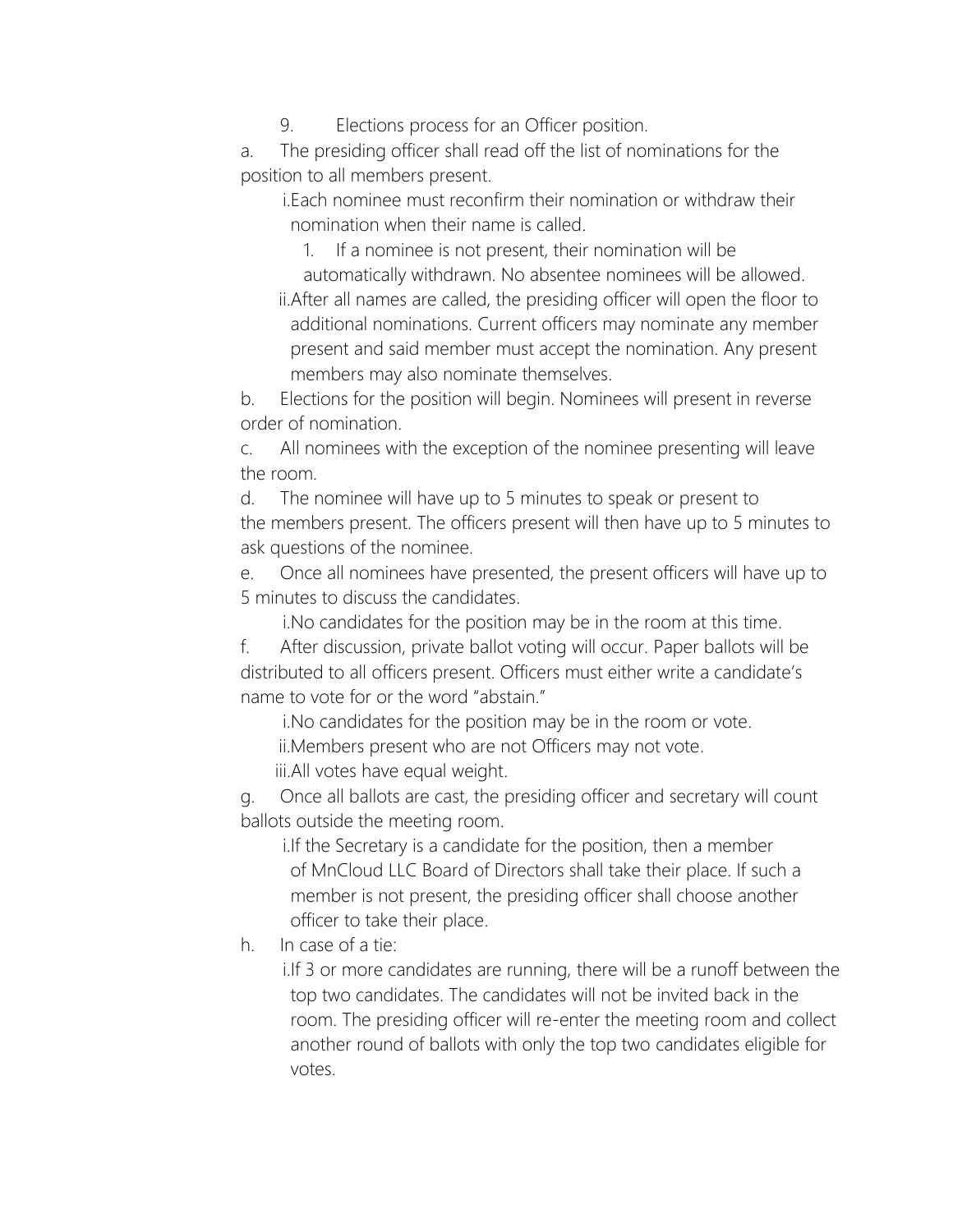9. Elections process for an Officer position.

a. The presiding officer shall read off the list of nominations for the position to all members present.

   i. Each nominee must reconfirm their nomination or withdraw their nomination when their name is called.

      1. If a nominee is not present, their nomination will be automatically withdrawn. No absentee nominees will be allowed.

   ii. After all names are called, the presiding officer will open the floor to additional nominations. Current officers may nominate any member present and said member must accept the nomination. Any present members may also nominate themselves.

b. Elections for the position will begin. Nominees will present in reverse order of nomination.

c. All nominees with the exception of the nominee presenting will leave the room.

d. The nominee will have up to 5 minutes to speak or present to the members present. The officers present will then have up to 5 minutes to ask questions of the nominee.

e. Once all nominees have presented, the present officers will have up to 5 minutes to discuss the candidates.

   i. No candidates for the position may be in the room at this time.

f. After discussion, private ballot voting will occur. Paper ballots will be distributed to all officers present. Officers must either write a candidate's name to vote for or the word "abstain."

   i. No candidates for the position may be in the room or vote.

   ii. Members present who are not Officers may not vote.

   iii. All votes have equal weight.

g. Once all ballots are cast, the presiding officer and secretary will count ballots outside the meeting room.

   i. If the Secretary is a candidate for the position, then a member of MnCloud LLC Board of Directors shall take their place. If such a member is not present, the presiding officer shall choose another officer to take their place.

h. In case of a tie:

   i. If 3 or more candidates are running, there will be a runoff between the top two candidates. The candidates will not be invited back in the room. The presiding officer will re-enter the meeting room and collect another round of ballots with only the top two candidates eligible for votes.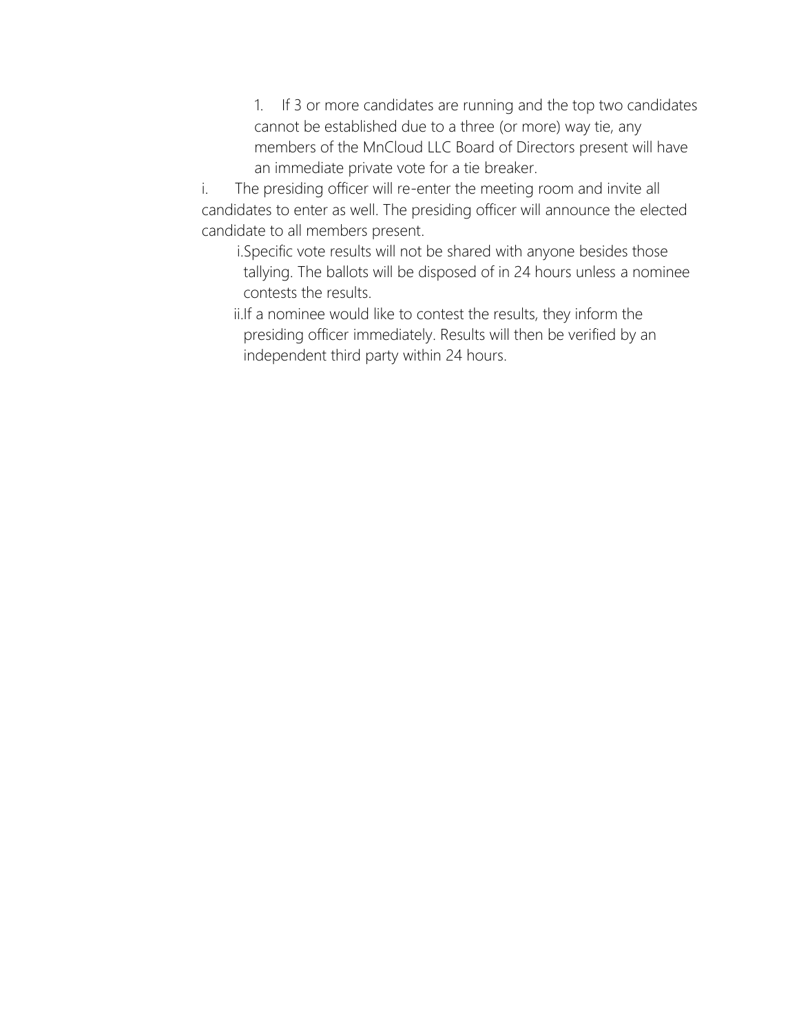1. If 3 or more candidates are running and the top two candidates cannot be established due to a three (or more) way tie, any members of the MnCloud LLC Board of Directors present will have an immediate private vote for a tie breaker.

i. The presiding officer will re-enter the meeting room and invite all candidates to enter as well. The presiding officer will announce the elected candidate to all members present.

  i. Specific vote results will not be shared with anyone besides those tallying. The ballots will be disposed of in 24 hours unless a nominee contests the results.
  ii. If a nominee would like to contest the results, they inform the presiding officer immediately. Results will then be verified by an independent third party within 24 hours.